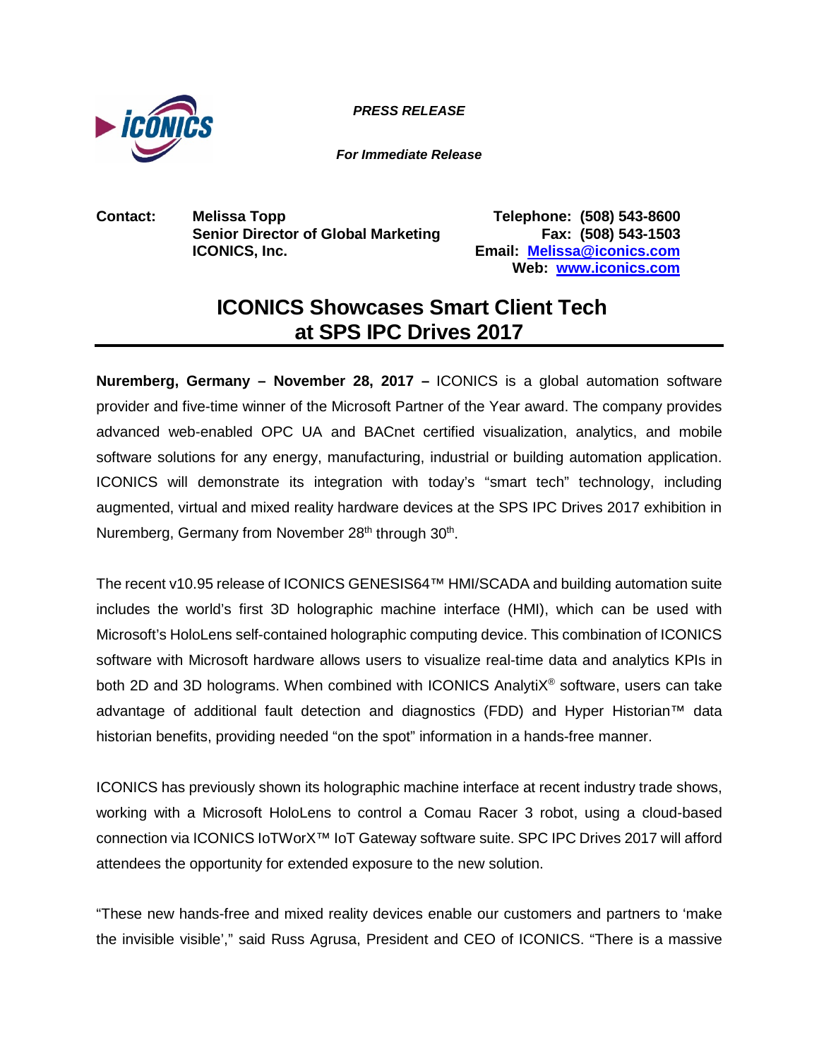***PRESS RELEASE***

***For Immediate Release***

**Contact:** **Melissa Topp**
**Senior Director of Global Marketing**
**ICONICS, Inc.**

**Telephone: (508) 543-8600**
**Fax: (508) 543-1503**
**Email: [Melissa@iconics.com](mailto:Melissa@iconics.com)**
**Web: [www.iconics.com](http://www.iconics.com)**

# ICONICS Showcases Smart Client Tech at SPS IPC Drives 2017

**Nuremberg, Germany – November 28, 2017 –** ICONICS is a global automation software provider and five-time winner of the Microsoft Partner of the Year award. The company provides advanced web-enabled OPC UA and BACnet certified visualization, analytics, and mobile software solutions for any energy, manufacturing, industrial or building automation application. ICONICS will demonstrate its integration with today's "smart tech" technology, including augmented, virtual and mixed reality hardware devices at the SPS IPC Drives 2017 exhibition in Nuremberg, Germany from November 28th through 30th.

The recent v10.95 release of ICONICS GENESIS64™ HMI/SCADA and building automation suite includes the world's first 3D holographic machine interface (HMI), which can be used with Microsoft's HoloLens self-contained holographic computing device. This combination of ICONICS software with Microsoft hardware allows users to visualize real-time data and analytics KPIs in both 2D and 3D holograms. When combined with ICONICS AnalytiX® software, users can take advantage of additional fault detection and diagnostics (FDD) and Hyper Historian™ data historian benefits, providing needed "on the spot" information in a hands-free manner.

ICONICS has previously shown its holographic machine interface at recent industry trade shows, working with a Microsoft HoloLens to control a Comau Racer 3 robot, using a cloud-based connection via ICONICS IoTWorX™ IoT Gateway software suite. SPC IPC Drives 2017 will afford attendees the opportunity for extended exposure to the new solution.

"These new hands-free and mixed reality devices enable our customers and partners to 'make the invisible visible'," said Russ Agrusa, President and CEO of ICONICS. "There is a massive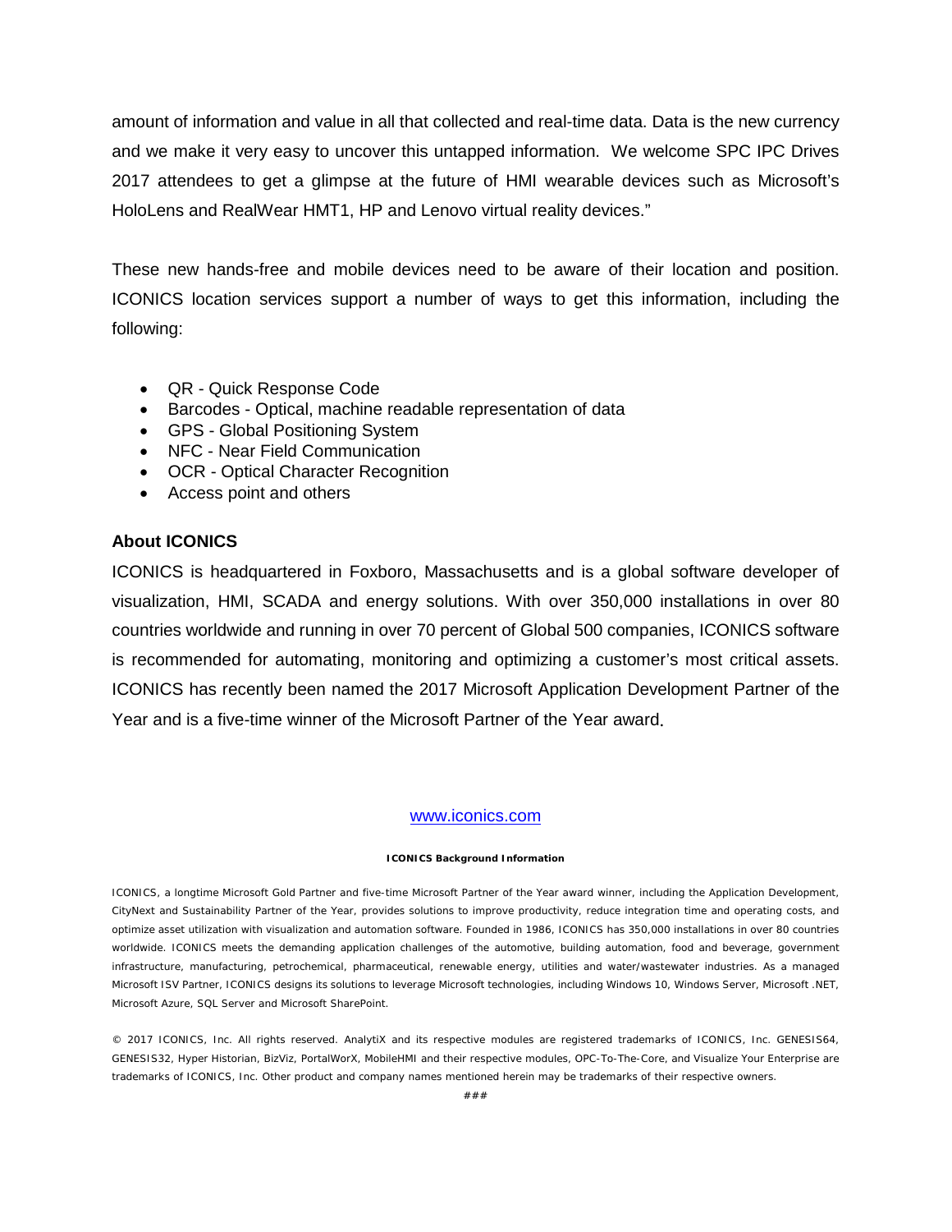amount of information and value in all that collected and real-time data. Data is the new currency and we make it very easy to uncover this untapped information. We welcome SPC IPC Drives 2017 attendees to get a glimpse at the future of HMI wearable devices such as Microsoft's HoloLens and RealWear HMT1, HP and Lenovo virtual reality devices."

These new hands-free and mobile devices need to be aware of their location and position. ICONICS location services support a number of ways to get this information, including the following:

- QR - Quick Response Code
- Barcodes - Optical, machine readable representation of data
- GPS - Global Positioning System
- NFC - Near Field Communication
- OCR - Optical Character Recognition
- Access point and others

**About ICONICS**

ICONICS is headquartered in Foxboro, Massachusetts and is a global software developer of visualization, HMI, SCADA and energy solutions. With over 350,000 installations in over 80 countries worldwide and running in over 70 percent of Global 500 companies, ICONICS software is recommended for automating, monitoring and optimizing a customer's most critical assets. ICONICS has recently been named the 2017 Microsoft Application Development Partner of the Year and is a five-time winner of the Microsoft Partner of the Year award.

www.iconics.com

**ICONICS Background Information**

ICONICS, a longtime Microsoft Gold Partner and five-time Microsoft Partner of the Year award winner, including the Application Development, CityNext and Sustainability Partner of the Year, provides solutions to improve productivity, reduce integration time and operating costs, and optimize asset utilization with visualization and automation software. Founded in 1986, ICONICS has 350,000 installations in over 80 countries worldwide. ICONICS meets the demanding application challenges of the automotive, building automation, food and beverage, government infrastructure, manufacturing, petrochemical, pharmaceutical, renewable energy, utilities and water/wastewater industries. As a managed Microsoft ISV Partner, ICONICS designs its solutions to leverage Microsoft technologies, including Windows 10, Windows Server, Microsoft .NET, Microsoft Azure, SQL Server and Microsoft SharePoint.

© 2017 ICONICS, Inc. All rights reserved. AnalytiX and its respective modules are registered trademarks of ICONICS, Inc. GENESIS64, GENESIS32, Hyper Historian, BizViz, PortalWorX, MobileHMI and their respective modules, OPC-To-The-Core, and Visualize Your Enterprise are trademarks of ICONICS, Inc. Other product and company names mentioned herein may be trademarks of their respective owners.

###